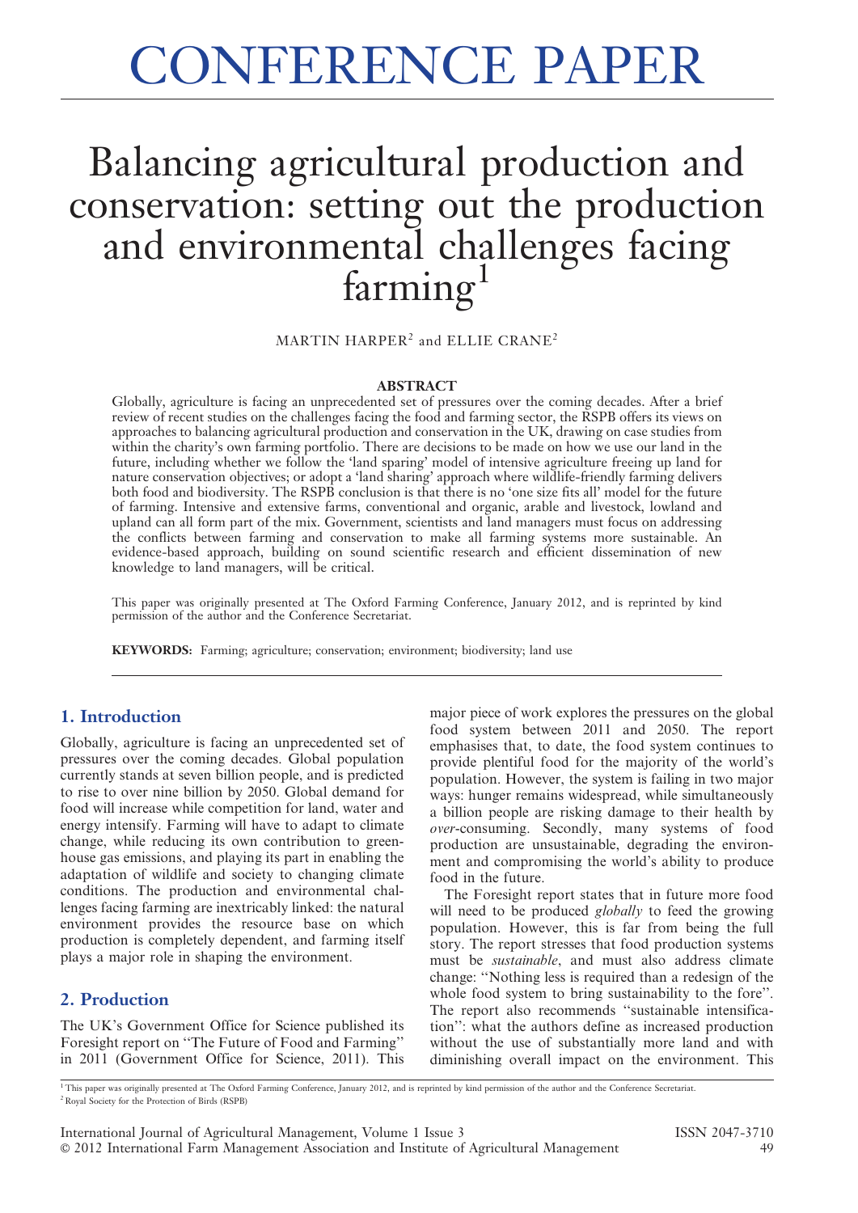# CONFERENCE PAPER

# Balancing agricultural production and conservation: setting out the production and environmental challenges facing farming[1]

MARTIN HARPER[2] and ELLIE CRANE[2]

**ABSTRACT**

Globally, agriculture is facing an unprecedented set of pressures over the coming decades. After a brief review of recent studies on the challenges facing the food and farming sector, the RSPB offers its views on approaches to balancing agricultural production and conservation in the UK, drawing on case studies from within the charity's own farming portfolio. There are decisions to be made on how we use our land in the future, including whether we follow the 'land sparing' model of intensive agriculture freeing up land for nature conservation objectives; or adopt a 'land sharing' approach where wildlife-friendly farming delivers both food and biodiversity. The RSPB conclusion is that there is no 'one size fits all' model for the future of farming. Intensive and extensive farms, conventional and organic, arable and livestock, lowland and upland can all form part of the mix. Government, scientists and land managers must focus on addressing the conflicts between farming and conservation to make all farming systems more sustainable. An evidence-based approach, building on sound scientific research and efficient dissemination of new knowledge to land managers, will be critical.

This paper was originally presented at The Oxford Farming Conference, January 2012, and is reprinted by kind permission of the author and the Conference Secretariat.

**KEYWORDS:** Farming; agriculture; conservation; environment; biodiversity; land use

## 1. Introduction

Globally, agriculture is facing an unprecedented set of pressures over the coming decades. Global population currently stands at seven billion people, and is predicted to rise to over nine billion by 2050. Global demand for food will increase while competition for land, water and energy intensify. Farming will have to adapt to climate change, while reducing its own contribution to greenhouse gas emissions, and playing its part in enabling the adaptation of wildlife and society to changing climate conditions. The production and environmental challenges facing farming are inextricably linked: the natural environment provides the resource base on which production is completely dependent, and farming itself plays a major role in shaping the environment.

## 2. Production

The UK's Government Office for Science published its Foresight report on "The Future of Food and Farming" in 2011 (Government Office for Science, 2011). This major piece of work explores the pressures on the global food system between 2011 and 2050. The report emphasises that, to date, the food system continues to provide plentiful food for the majority of the world's population. However, the system is failing in two major ways: hunger remains widespread, while simultaneously a billion people are risking damage to their health by *over*-consuming. Secondly, many systems of food production are unsustainable, degrading the environment and compromising the world's ability to produce food in the future.

The Foresight report states that in future more food will need to be produced *globally* to feed the growing population. However, this is far from being the full story. The report stresses that food production systems must be *sustainable*, and must also address climate change: "Nothing less is required than a redesign of the whole food system to bring sustainability to the fore". The report also recommends "sustainable intensification": what the authors define as increased production without the use of substantially more land and with diminishing overall impact on the environment. This

[1] This paper was originally presented at The Oxford Farming Conference, January 2012, and is reprinted by kind permission of the author and the Conference Secretariat.

[2] Royal Society for the Protection of Birds (RSPB)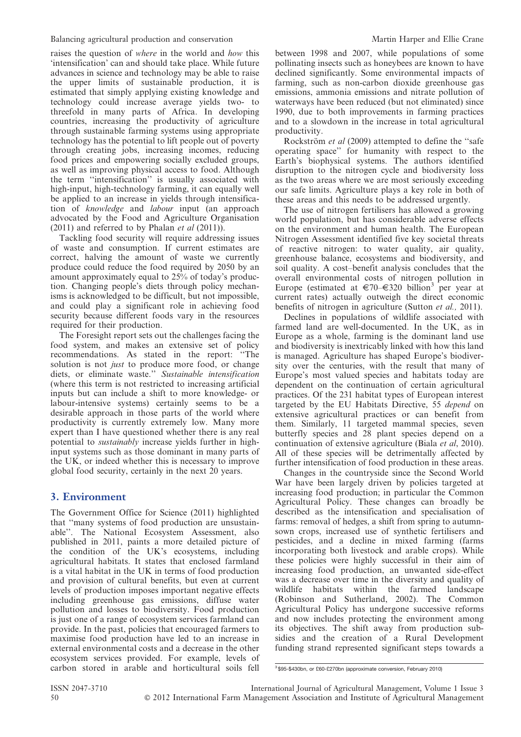raises the question of *where* in the world and *how* this 'intensification' can and should take place. While future advances in science and technology may be able to raise the upper limits of sustainable production, it is estimated that simply applying existing knowledge and technology could increase average yields two- to threefold in many parts of Africa. In developing countries, increasing the productivity of agriculture through sustainable farming systems using appropriate technology has the potential to lift people out of poverty through creating jobs, increasing incomes, reducing food prices and empowering socially excluded groups, as well as improving physical access to food. Although the term ''intensification'' is usually associated with high-input, high-technology farming, it can equally well be applied to an increase in yields through intensification of *knowledge* and *labour* input (an approach advocated by the Food and Agriculture Organisation (2011) and referred to by Phalan *et al* (2011)).

Tackling food security will require addressing issues of waste and consumption. If current estimates are correct, halving the amount of waste we currently produce could reduce the food required by 2050 by an amount approximately equal to 25% of today's production. Changing people's diets through policy mechanisms is acknowledged to be difficult, but not impossible, and could play a significant role in achieving food security because different foods vary in the resources required for their production.

The Foresight report sets out the challenges facing the food system, and makes an extensive set of policy recommendations. As stated in the report: ''The solution is not *just* to produce more food, or change diets, or eliminate waste.'' *Sustainable intensification* (where this term is not restricted to increasing artificial inputs but can include a shift to more knowledge- or labour-intensive systems) certainly seems to be a desirable approach in those parts of the world where productivity is currently extremely low. Many more expert than I have questioned whether there is any real potential to *sustainably* increase yields further in high-input systems such as those dominant in many parts of the UK, or indeed whether this is necessary to improve global food security, certainly in the next 20 years.

## 3. Environment

The Government Office for Science (2011) highlighted that ''many systems of food production are unsustainable''. The National Ecosystem Assessment, also published in 2011, paints a more detailed picture of the condition of the UK's ecosystems, including agricultural habitats. It states that enclosed farmland is a vital habitat in the UK in terms of food production and provision of cultural benefits, but even at current levels of production imposes important negative effects including greenhouse gas emissions, diffuse water pollution and losses to biodiversity. Food production is just one of a range of ecosystem services farmland can provide. In the past, policies that encouraged farmers to maximise food production have led to an increase in external environmental costs and a decrease in the other ecosystem services provided. For example, levels of carbon stored in arable and horticultural soils fell between 1998 and 2007, while populations of some pollinating insects such as honeybees are known to have declined significantly. Some environmental impacts of farming, such as non-carbon dioxide greenhouse gas emissions, ammonia emissions and nitrate pollution of waterways have been reduced (but not eliminated) since 1990, due to both improvements in farming practices and to a slowdown in the increase in total agricultural productivity.

Rockström *et al* (2009) attempted to define the ''safe operating space'' for humanity with respect to the Earth's biophysical systems. The authors identified disruption to the nitrogen cycle and biodiversity loss as the two areas where we are most seriously exceeding our safe limits. Agriculture plays a key role in both of these areas and this needs to be addressed urgently.

The use of nitrogen fertilisers has allowed a growing world population, but has considerable adverse effects on the environment and human health. The European Nitrogen Assessment identified five key societal threats of reactive nitrogen: to water quality, air quality, greenhouse balance, ecosystems and biodiversity, and soil quality. A cost–benefit analysis concludes that the overall environmental costs of nitrogen pollution in Europe (estimated at €70–€320 billion[3] per year at current rates) actually outweigh the direct economic benefits of nitrogen in agriculture (Sutton *et al.,* 2011).

Declines in populations of wildlife associated with farmed land are well-documented. In the UK, as in Europe as a whole, farming is the dominant land use and biodiversity is inextricably linked with how this land is managed. Agriculture has shaped Europe's biodiversity over the centuries, with the result that many of Europe's most valued species and habitats today are dependent on the continuation of certain agricultural practices. Of the 231 habitat types of European interest targeted by the EU Habitats Directive, 55 *depend* on extensive agricultural practices or can benefit from them. Similarly, 11 targeted mammal species, seven butterfly species and 28 plant species depend on a continuation of extensive agriculture (Biala *et al*, 2010). All of these species will be detrimentally affected by further intensification of food production in these areas.

Changes in the countryside since the Second World War have been largely driven by policies targeted at increasing food production; in particular the Common Agricultural Policy. These changes can broadly be described as the intensification and specialisation of farms: removal of hedges, a shift from spring to autumn-sown crops, increased use of synthetic fertilisers and pesticides, and a decline in mixed farming (farms incorporating both livestock and arable crops). While these policies were highly successful in their aim of increasing food production, an unwanted side-effect was a decrease over time in the diversity and quality of wildlife habitats within the farmed landscape (Robinson and Sutherland, 2002). The Common Agricultural Policy has undergone successive reforms and now includes protecting the environment among its objectives. The shift away from production subsidies and the creation of a Rural Development funding strand represented significant steps towards a

[3] \$95-\$430bn, or £60-£270bn (approximate conversion, February 2010)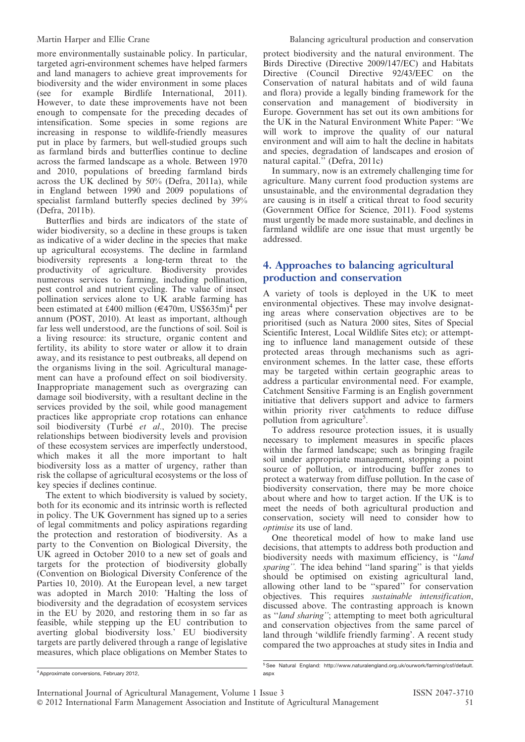more environmentally sustainable policy. In particular, targeted agri-environment schemes have helped farmers and land managers to achieve great improvements for biodiversity and the wider environment in some places (see for example Birdlife International, 2011). However, to date these improvements have not been enough to compensate for the preceding decades of intensification. Some species in some regions are increasing in response to wildlife-friendly measures put in place by farmers, but well-studied groups such as farmland birds and butterflies continue to decline across the farmed landscape as a whole. Between 1970 and 2010, populations of breeding farmland birds across the UK declined by 50% (Defra, 2011a), while in England between 1990 and 2009 populations of specialist farmland butterfly species declined by 39% (Defra, 2011b).

Butterflies and birds are indicators of the state of wider biodiversity, so a decline in these groups is taken as indicative of a wider decline in the species that make up agricultural ecosystems. The decline in farmland biodiversity represents a long-term threat to the productivity of agriculture. Biodiversity provides numerous services to farming, including pollination, pest control and nutrient cycling. The value of insect pollination services alone to UK arable farming has been estimated at £400 million (€470m, US$635m)[4] per annum (POST, 2010). At least as important, although far less well understood, are the functions of soil. Soil is a living resource: its structure, organic content and fertility, its ability to store water or allow it to drain away, and its resistance to pest outbreaks, all depend on the organisms living in the soil. Agricultural management can have a profound effect on soil biodiversity. Inappropriate management such as overgrazing can damage soil biodiversity, with a resultant decline in the services provided by the soil, while good management practices like appropriate crop rotations can enhance soil biodiversity (Turbé *et al*., 2010). The precise relationships between biodiversity levels and provision of these ecosystem services are imperfectly understood, which makes it all the more important to halt biodiversity loss as a matter of urgency, rather than risk the collapse of agricultural ecosystems or the loss of key species if declines continue.

The extent to which biodiversity is valued by society, both for its economic and its intrinsic worth is reflected in policy. The UK Government has signed up to a series of legal commitments and policy aspirations regarding the protection and restoration of biodiversity. As a party to the Convention on Biological Diversity, the UK agreed in October 2010 to a new set of goals and targets for the protection of biodiversity globally (Convention on Biological Diversity Conference of the Parties 10, 2010). At the European level, a new target was adopted in March 2010: 'Halting the loss of biodiversity and the degradation of ecosystem services in the EU by 2020, and restoring them in so far as feasible, while stepping up the EU contribution to averting global biodiversity loss.' EU biodiversity targets are partly delivered through a range of legislative measures, which place obligations on Member States to protect biodiversity and the natural environment. The Birds Directive (Directive 2009/147/EC) and Habitats Directive (Council Directive 92/43/EEC on the Conservation of natural habitats and of wild fauna and flora) provide a legally binding framework for the conservation and management of biodiversity in Europe. Government has set out its own ambitions for the UK in the Natural Environment White Paper: "We will work to improve the quality of our natural environment and will aim to halt the decline in habitats and species, degradation of landscapes and erosion of natural capital." (Defra, 2011c)

In summary, now is an extremely challenging time for agriculture. Many current food production systems are unsustainable, and the environmental degradation they are causing is in itself a critical threat to food security (Government Office for Science, 2011). Food systems must urgently be made more sustainable, and declines in farmland wildlife are one issue that must urgently be addressed.

## 4. Approaches to balancing agricultural production and conservation

A variety of tools is deployed in the UK to meet environmental objectives. These may involve designating areas where conservation objectives are to be prioritised (such as Natura 2000 sites, Sites of Special Scientific Interest, Local Wildlife Sites etc); or attempting to influence land management outside of these protected areas through mechanisms such as agri-environment schemes. In the latter case, these efforts may be targeted within certain geographic areas to address a particular environmental need. For example, Catchment Sensitive Farming is an English government initiative that delivers support and advice to farmers within priority river catchments to reduce diffuse pollution from agriculture[5].

To address resource protection issues, it is usually necessary to implement measures in specific places within the farmed landscape; such as bringing fragile soil under appropriate management, stopping a point source of pollution, or introducing buffer zones to protect a waterway from diffuse pollution. In the case of biodiversity conservation, there may be more choice about where and how to target action. If the UK is to meet the needs of both agricultural production and conservation, society will need to consider how to *optimise* its use of land.

One theoretical model of how to make land use decisions, that attempts to address both production and biodiversity needs with maximum efficiency, is "*land sparing*". The idea behind "land sparing" is that yields should be optimised on existing agricultural land, allowing other land to be "spared" for conservation objectives. This requires *sustainable intensification*, discussed above. The contrasting approach is known as "*land sharing*"; attempting to meet both agricultural and conservation objectives from the same parcel of land through 'wildlife friendly farming'. A recent study compared the two approaches at study sites in India and

[4] Approximate conversions, February 2012,

[5] See Natural England: http://www.naturalengland.org.uk/ourwork/farming/csf/default.aspx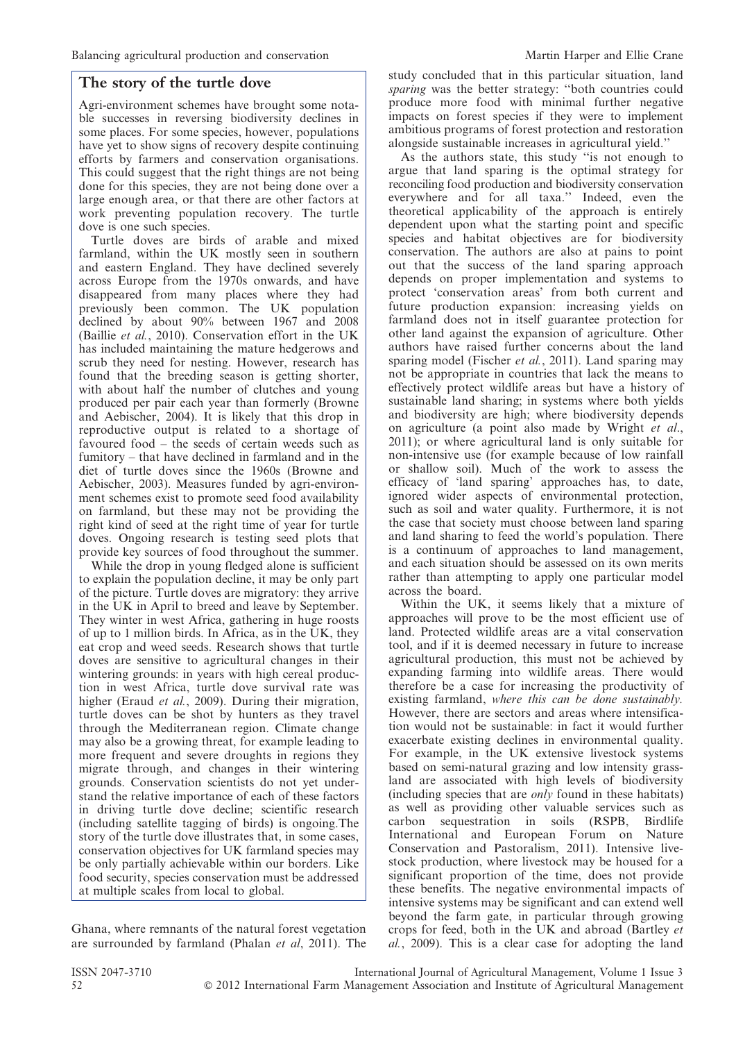## The story of the turtle dove

Agri-environment schemes have brought some notable successes in reversing biodiversity declines in some places. For some species, however, populations have yet to show signs of recovery despite continuing efforts by farmers and conservation organisations. This could suggest that the right things are not being done for this species, they are not being done over a large enough area, or that there are other factors at work preventing population recovery. The turtle dove is one such species.

Turtle doves are birds of arable and mixed farmland, within the UK mostly seen in southern and eastern England. They have declined severely across Europe from the 1970s onwards, and have disappeared from many places where they had previously been common. The UK population declined by about 90% between 1967 and 2008 (Baillie *et al.*, 2010). Conservation effort in the UK has included maintaining the mature hedgerows and scrub they need for nesting. However, research has found that the breeding season is getting shorter, with about half the number of clutches and young produced per pair each year than formerly (Browne and Aebischer, 2004). It is likely that this drop in reproductive output is related to a shortage of favoured food – the seeds of certain weeds such as fumitory – that have declined in farmland and in the diet of turtle doves since the 1960s (Browne and Aebischer, 2003). Measures funded by agri-environment schemes exist to promote seed food availability on farmland, but these may not be providing the right kind of seed at the right time of year for turtle doves. Ongoing research is testing seed plots that provide key sources of food throughout the summer.

While the drop in young fledged alone is sufficient to explain the population decline, it may be only part of the picture. Turtle doves are migratory: they arrive in the UK in April to breed and leave by September. They winter in west Africa, gathering in huge roosts of up to 1 million birds. In Africa, as in the UK, they eat crop and weed seeds. Research shows that turtle doves are sensitive to agricultural changes in their wintering grounds: in years with high cereal production in west Africa, turtle dove survival rate was higher (Eraud *et al.*, 2009). During their migration, turtle doves can be shot by hunters as they travel through the Mediterranean region. Climate change may also be a growing threat, for example leading to more frequent and severe droughts in regions they migrate through, and changes in their wintering grounds. Conservation scientists do not yet understand the relative importance of each of these factors in driving turtle dove decline; scientific research (including satellite tagging of birds) is ongoing.The story of the turtle dove illustrates that, in some cases, conservation objectives for UK farmland species may be only partially achievable within our borders. Like food security, species conservation must be addressed at multiple scales from local to global.

Ghana, where remnants of the natural forest vegetation are surrounded by farmland (Phalan *et al*, 2011). The study concluded that in this particular situation, land *sparing* was the better strategy: "both countries could produce more food with minimal further negative impacts on forest species if they were to implement ambitious programs of forest protection and restoration alongside sustainable increases in agricultural yield."

As the authors state, this study "is not enough to argue that land sparing is the optimal strategy for reconciling food production and biodiversity conservation everywhere and for all taxa." Indeed, even the theoretical applicability of the approach is entirely dependent upon what the starting point and specific species and habitat objectives are for biodiversity conservation. The authors are also at pains to point out that the success of the land sparing approach depends on proper implementation and systems to protect 'conservation areas' from both current and future production expansion: increasing yields on farmland does not in itself guarantee protection for other land against the expansion of agriculture. Other authors have raised further concerns about the land sparing model (Fischer *et al.*, 2011). Land sparing may not be appropriate in countries that lack the means to effectively protect wildlife areas but have a history of sustainable land sharing; in systems where both yields and biodiversity are high; where biodiversity depends on agriculture (a point also made by Wright *et al.*, 2011); or where agricultural land is only suitable for non-intensive use (for example because of low rainfall or shallow soil). Much of the work to assess the efficacy of 'land sparing' approaches has, to date, ignored wider aspects of environmental protection, such as soil and water quality. Furthermore, it is not the case that society must choose between land sparing and land sharing to feed the world's population. There is a continuum of approaches to land management, and each situation should be assessed on its own merits rather than attempting to apply one particular model across the board.

Within the UK, it seems likely that a mixture of approaches will prove to be the most efficient use of land. Protected wildlife areas are a vital conservation tool, and if it is deemed necessary in future to increase agricultural production, this must not be achieved by expanding farming into wildlife areas. There would therefore be a case for increasing the productivity of existing farmland, *where this can be done sustainably.* However, there are sectors and areas where intensification would not be sustainable: in fact it would further exacerbate existing declines in environmental quality. For example, in the UK extensive livestock systems based on semi-natural grazing and low intensity grassland are associated with high levels of biodiversity (including species that are *only* found in these habitats) as well as providing other valuable services such as carbon sequestration in soils (RSPB, Birdlife International and European Forum on Nature Conservation and Pastoralism, 2011). Intensive livestock production, where livestock may be housed for a significant proportion of the time, does not provide these benefits. The negative environmental impacts of intensive systems may be significant and can extend well beyond the farm gate, in particular through growing crops for feed, both in the UK and abroad (Bartley *et al.*, 2009). This is a clear case for adopting the land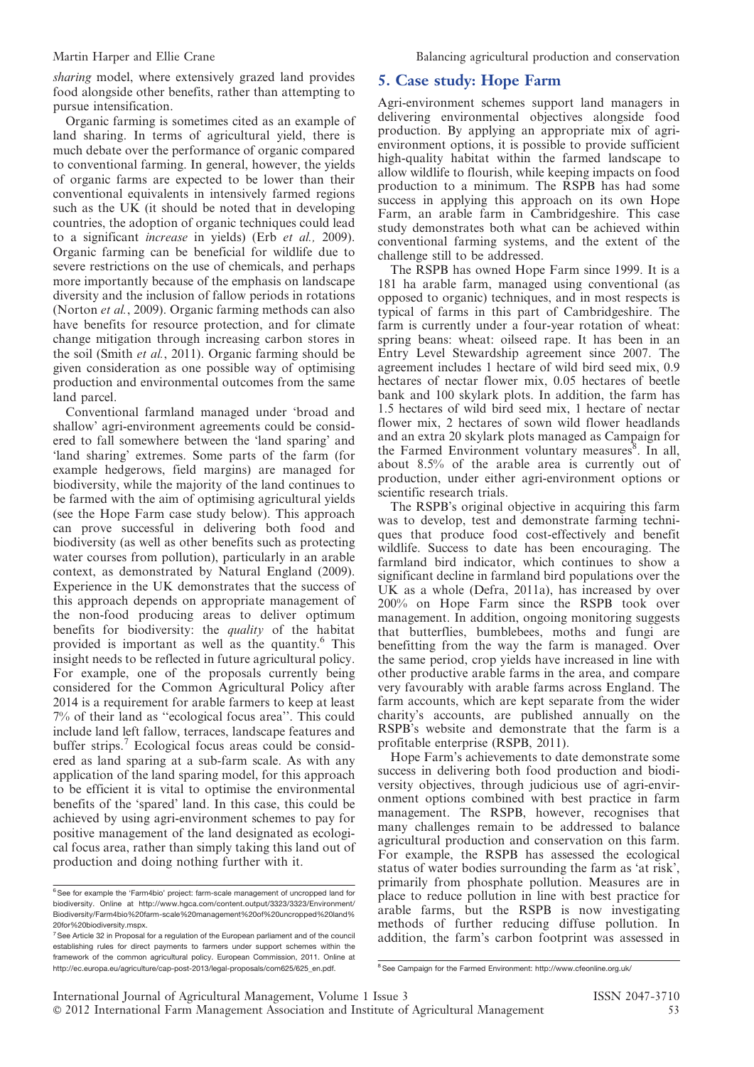*sharing* model, where extensively grazed land provides food alongside other benefits, rather than attempting to pursue intensification.

Organic farming is sometimes cited as an example of land sharing. In terms of agricultural yield, there is much debate over the performance of organic compared to conventional farming. In general, however, the yields of organic farms are expected to be lower than their conventional equivalents in intensively farmed regions such as the UK (it should be noted that in developing countries, the adoption of organic techniques could lead to a significant *increase* in yields) (Erb *et al.,* 2009). Organic farming can be beneficial for wildlife due to severe restrictions on the use of chemicals, and perhaps more importantly because of the emphasis on landscape diversity and the inclusion of fallow periods in rotations (Norton *et al.*, 2009). Organic farming methods can also have benefits for resource protection, and for climate change mitigation through increasing carbon stores in the soil (Smith *et al.*, 2011). Organic farming should be given consideration as one possible way of optimising production and environmental outcomes from the same land parcel.

Conventional farmland managed under 'broad and shallow' agri-environment agreements could be considered to fall somewhere between the 'land sparing' and 'land sharing' extremes. Some parts of the farm (for example hedgerows, field margins) are managed for biodiversity, while the majority of the land continues to be farmed with the aim of optimising agricultural yields (see the Hope Farm case study below). This approach can prove successful in delivering both food and biodiversity (as well as other benefits such as protecting water courses from pollution), particularly in an arable context, as demonstrated by Natural England (2009). Experience in the UK demonstrates that the success of this approach depends on appropriate management of the non-food producing areas to deliver optimum benefits for biodiversity: the *quality* of the habitat provided is important as well as the quantity.[6] This insight needs to be reflected in future agricultural policy. For example, one of the proposals currently being considered for the Common Agricultural Policy after 2014 is a requirement for arable farmers to keep at least 7% of their land as "ecological focus area". This could include land left fallow, terraces, landscape features and buffer strips.[7] Ecological focus areas could be considered as land sparing at a sub-farm scale. As with any application of the land sparing model, for this approach to be efficient it is vital to optimise the environmental benefits of the 'spared' land. In this case, this could be achieved by using agri-environment schemes to pay for positive management of the land designated as ecological focus area, rather than simply taking this land out of production and doing nothing further with it.

## 5. Case study: Hope Farm

Agri-environment schemes support land managers in delivering environmental objectives alongside food production. By applying an appropriate mix of agri-environment options, it is possible to provide sufficient high-quality habitat within the farmed landscape to allow wildlife to flourish, while keeping impacts on food production to a minimum. The RSPB has had some success in applying this approach on its own Hope Farm, an arable farm in Cambridgeshire. This case study demonstrates both what can be achieved within conventional farming systems, and the extent of the challenge still to be addressed.

The RSPB has owned Hope Farm since 1999. It is a 181 ha arable farm, managed using conventional (as opposed to organic) techniques, and in most respects is typical of farms in this part of Cambridgeshire. The farm is currently under a four-year rotation of wheat: spring beans: wheat: oilseed rape. It has been in an Entry Level Stewardship agreement since 2007. The agreement includes 1 hectare of wild bird seed mix, 0.9 hectares of nectar flower mix, 0.05 hectares of beetle bank and 100 skylark plots. In addition, the farm has 1.5 hectares of wild bird seed mix, 1 hectare of nectar flower mix, 2 hectares of sown wild flower headlands and an extra 20 skylark plots managed as Campaign for the Farmed Environment voluntary measures[8]. In all, about 8.5% of the arable area is currently out of production, under either agri-environment options or scientific research trials.

The RSPB's original objective in acquiring this farm was to develop, test and demonstrate farming techniques that produce food cost-effectively and benefit wildlife. Success to date has been encouraging. The farmland bird indicator, which continues to show a significant decline in farmland bird populations over the UK as a whole (Defra, 2011a), has increased by over 200% on Hope Farm since the RSPB took over management. In addition, ongoing monitoring suggests that butterflies, bumblebees, moths and fungi are benefitting from the way the farm is managed. Over the same period, crop yields have increased in line with other productive arable farms in the area, and compare very favourably with arable farms across England. The farm accounts, which are kept separate from the wider charity's accounts, are published annually on the RSPB's website and demonstrate that the farm is a profitable enterprise (RSPB, 2011).

Hope Farm's achievements to date demonstrate some success in delivering both food production and biodiversity objectives, through judicious use of agri-environment options combined with best practice in farm management. The RSPB, however, recognises that many challenges remain to be addressed to balance agricultural production and conservation on this farm. For example, the RSPB has assessed the ecological status of water bodies surrounding the farm as 'at risk', primarily from phosphate pollution. Measures are in place to reduce pollution in line with best practice for arable farms, but the RSPB is now investigating methods of further reducing diffuse pollution. In addition, the farm's carbon footprint was assessed in

---

[6] See for example the 'Farm4bio' project: farm-scale management of uncropped land for biodiversity. Online at http://www.hgca.com/content.output/3323/3323/Environment/Biodiversity/Farm4bio%20farm-scale%20management%20of%20uncropped%20land%20for%20biodiversity.mspx.

[7] See Article 32 in Proposal for a regulation of the European parliament and of the council establishing rules for direct payments to farmers under support schemes within the framework of the common agricultural policy. European Commission, 2011. Online at http://ec.europa.eu/agriculture/cap-post-2013/legal-proposals/com625/625_en.pdf.

[8] See Campaign for the Farmed Environment: http://www.cfeonline.org.uk/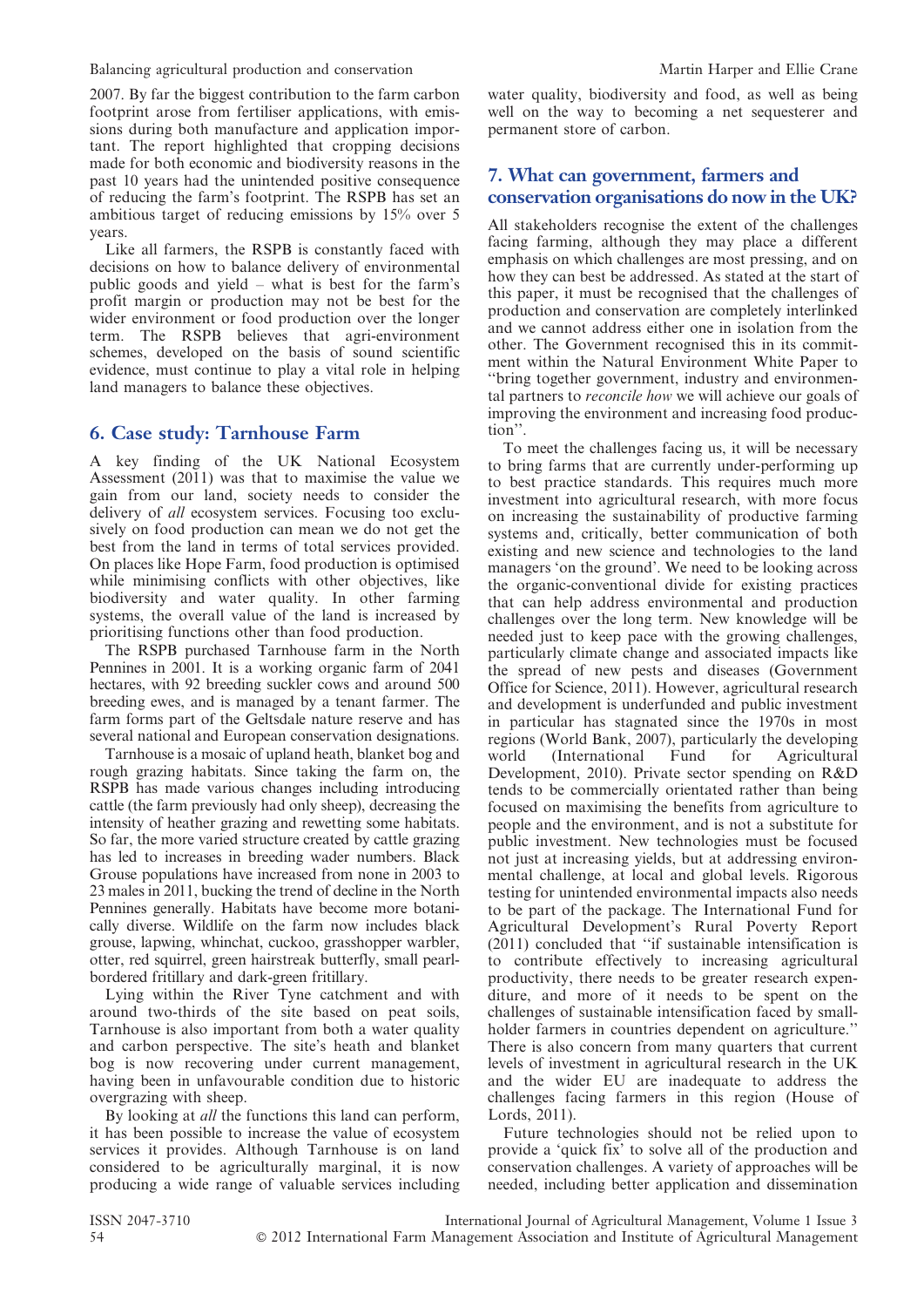2007. By far the biggest contribution to the farm carbon footprint arose from fertiliser applications, with emissions during both manufacture and application important. The report highlighted that cropping decisions made for both economic and biodiversity reasons in the past 10 years had the unintended positive consequence of reducing the farm's footprint. The RSPB has set an ambitious target of reducing emissions by 15% over 5 years.

Like all farmers, the RSPB is constantly faced with decisions on how to balance delivery of environmental public goods and yield – what is best for the farm's profit margin or production may not be best for the wider environment or food production over the longer term. The RSPB believes that agri-environment schemes, developed on the basis of sound scientific evidence, must continue to play a vital role in helping land managers to balance these objectives.

## 6. Case study: Tarnhouse Farm

A key finding of the UK National Ecosystem Assessment (2011) was that to maximise the value we gain from our land, society needs to consider the delivery of *all* ecosystem services. Focusing too exclusively on food production can mean we do not get the best from the land in terms of total services provided. On places like Hope Farm, food production is optimised while minimising conflicts with other objectives, like biodiversity and water quality. In other farming systems, the overall value of the land is increased by prioritising functions other than food production.

The RSPB purchased Tarnhouse farm in the North Pennines in 2001. It is a working organic farm of 2041 hectares, with 92 breeding suckler cows and around 500 breeding ewes, and is managed by a tenant farmer. The farm forms part of the Geltsdale nature reserve and has several national and European conservation designations.

Tarnhouse is a mosaic of upland heath, blanket bog and rough grazing habitats. Since taking the farm on, the RSPB has made various changes including introducing cattle (the farm previously had only sheep), decreasing the intensity of heather grazing and rewetting some habitats. So far, the more varied structure created by cattle grazing has led to increases in breeding wader numbers. Black Grouse populations have increased from none in 2003 to 23 males in 2011, bucking the trend of decline in the North Pennines generally. Habitats have become more botanically diverse. Wildlife on the farm now includes black grouse, lapwing, whinchat, cuckoo, grasshopper warbler, otter, red squirrel, green hairstreak butterfly, small pearl-bordered fritillary and dark-green fritillary.

Lying within the River Tyne catchment and with around two-thirds of the site based on peat soils, Tarnhouse is also important from both a water quality and carbon perspective. The site's heath and blanket bog is now recovering under current management, having been in unfavourable condition due to historic overgrazing with sheep.

By looking at *all* the functions this land can perform, it has been possible to increase the value of ecosystem services it provides. Although Tarnhouse is on land considered to be agriculturally marginal, it is now producing a wide range of valuable services including water quality, biodiversity and food, as well as being well on the way to becoming a net sequesterer and permanent store of carbon.

## 7. What can government, farmers and conservation organisations do now in the UK?

All stakeholders recognise the extent of the challenges facing farming, although they may place a different emphasis on which challenges are most pressing, and on how they can best be addressed. As stated at the start of this paper, it must be recognised that the challenges of production and conservation are completely interlinked and we cannot address either one in isolation from the other. The Government recognised this in its commitment within the Natural Environment White Paper to "bring together government, industry and environmental partners to *reconcile how* we will achieve our goals of improving the environment and increasing food production".

To meet the challenges facing us, it will be necessary to bring farms that are currently under-performing up to best practice standards. This requires much more investment into agricultural research, with more focus on increasing the sustainability of productive farming systems and, critically, better communication of both existing and new science and technologies to the land managers 'on the ground'. We need to be looking across the organic-conventional divide for existing practices that can help address environmental and production challenges over the long term. New knowledge will be needed just to keep pace with the growing challenges, particularly climate change and associated impacts like the spread of new pests and diseases (Government Office for Science, 2011). However, agricultural research and development is underfunded and public investment in particular has stagnated since the 1970s in most regions (World Bank, 2007), particularly the developing world (International Fund for Agricultural Development, 2010). Private sector spending on R&D tends to be commercially orientated rather than being focused on maximising the benefits from agriculture to people and the environment, and is not a substitute for public investment. New technologies must be focused not just at increasing yields, but at addressing environmental challenge, at local and global levels. Rigorous testing for unintended environmental impacts also needs to be part of the package. The International Fund for Agricultural Development's Rural Poverty Report (2011) concluded that "if sustainable intensification is to contribute effectively to increasing agricultural productivity, there needs to be greater research expenditure, and more of it needs to be spent on the challenges of sustainable intensification faced by smallholder farmers in countries dependent on agriculture." There is also concern from many quarters that current levels of investment in agricultural research in the UK and the wider EU are inadequate to address the challenges facing farmers in this region (House of Lords, 2011).

Future technologies should not be relied upon to provide a 'quick fix' to solve all of the production and conservation challenges. A variety of approaches will be needed, including better application and dissemination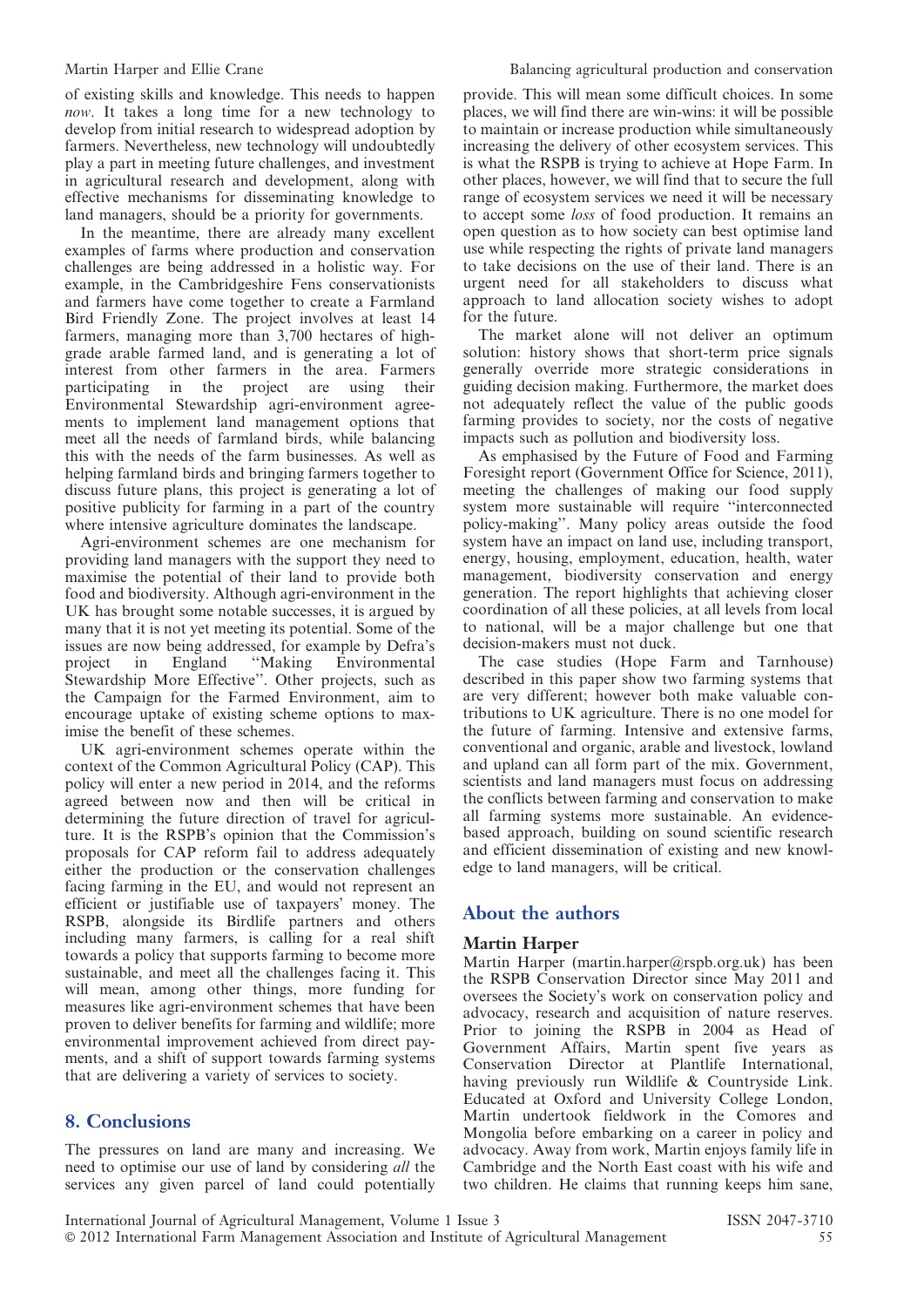of existing skills and knowledge. This needs to happen *now*. It takes a long time for a new technology to develop from initial research to widespread adoption by farmers. Nevertheless, new technology will undoubtedly play a part in meeting future challenges, and investment in agricultural research and development, along with effective mechanisms for disseminating knowledge to land managers, should be a priority for governments.

In the meantime, there are already many excellent examples of farms where production and conservation challenges are being addressed in a holistic way. For example, in the Cambridgeshire Fens conservationists and farmers have come together to create a Farmland Bird Friendly Zone. The project involves at least 14 farmers, managing more than 3,700 hectares of high-grade arable farmed land, and is generating a lot of interest from other farmers in the area. Farmers participating in the project are using their Environmental Stewardship agri-environment agreements to implement land management options that meet all the needs of farmland birds, while balancing this with the needs of the farm businesses. As well as helping farmland birds and bringing farmers together to discuss future plans, this project is generating a lot of positive publicity for farming in a part of the country where intensive agriculture dominates the landscape.

Agri-environment schemes are one mechanism for providing land managers with the support they need to maximise the potential of their land to provide both food and biodiversity. Although agri-environment in the UK has brought some notable successes, it is argued by many that it is not yet meeting its potential. Some of the issues are now being addressed, for example by Defra's project in England "Making Environmental Stewardship More Effective". Other projects, such as the Campaign for the Farmed Environment, aim to encourage uptake of existing scheme options to maximise the benefit of these schemes.

UK agri-environment schemes operate within the context of the Common Agricultural Policy (CAP). This policy will enter a new period in 2014, and the reforms agreed between now and then will be critical in determining the future direction of travel for agriculture. It is the RSPB's opinion that the Commission's proposals for CAP reform fail to address adequately either the production or the conservation challenges facing farming in the EU, and would not represent an efficient or justifiable use of taxpayers' money. The RSPB, alongside its Birdlife partners and others including many farmers, is calling for a real shift towards a policy that supports farming to become more sustainable, and meet all the challenges facing it. This will mean, among other things, more funding for measures like agri-environment schemes that have been proven to deliver benefits for farming and wildlife; more environmental improvement achieved from direct payments, and a shift of support towards farming systems that are delivering a variety of services to society.

## 8. Conclusions

The pressures on land are many and increasing. We need to optimise our use of land by considering *all* the services any given parcel of land could potentially provide. This will mean some difficult choices. In some places, we will find there are win-wins: it will be possible to maintain or increase production while simultaneously increasing the delivery of other ecosystem services. This is what the RSPB is trying to achieve at Hope Farm. In other places, however, we will find that to secure the full range of ecosystem services we need it will be necessary to accept some *loss* of food production. It remains an open question as to how society can best optimise land use while respecting the rights of private land managers to take decisions on the use of their land. There is an urgent need for all stakeholders to discuss what approach to land allocation society wishes to adopt for the future.

The market alone will not deliver an optimum solution: history shows that short-term price signals generally override more strategic considerations in guiding decision making. Furthermore, the market does not adequately reflect the value of the public goods farming provides to society, nor the costs of negative impacts such as pollution and biodiversity loss.

As emphasised by the Future of Food and Farming Foresight report (Government Office for Science, 2011), meeting the challenges of making our food supply system more sustainable will require "interconnected policy-making". Many policy areas outside the food system have an impact on land use, including transport, energy, housing, employment, education, health, water management, biodiversity conservation and energy generation. The report highlights that achieving closer coordination of all these policies, at all levels from local to national, will be a major challenge but one that decision-makers must not duck.

The case studies (Hope Farm and Tarnhouse) described in this paper show two farming systems that are very different; however both make valuable contributions to UK agriculture. There is no one model for the future of farming. Intensive and extensive farms, conventional and organic, arable and livestock, lowland and upland can all form part of the mix. Government, scientists and land managers must focus on addressing the conflicts between farming and conservation to make all farming systems more sustainable. An evidence-based approach, building on sound scientific research and efficient dissemination of existing and new knowledge to land managers, will be critical.

## About the authors

### Martin Harper

Martin Harper (martin.harper@rspb.org.uk) has been the RSPB Conservation Director since May 2011 and oversees the Society's work on conservation policy and advocacy, research and acquisition of nature reserves. Prior to joining the RSPB in 2004 as Head of Government Affairs, Martin spent five years as Conservation Director at Plantlife International, having previously run Wildlife & Countryside Link. Educated at Oxford and University College London, Martin undertook fieldwork in the Comores and Mongolia before embarking on a career in policy and advocacy. Away from work, Martin enjoys family life in Cambridge and the North East coast with his wife and two children. He claims that running keeps him sane,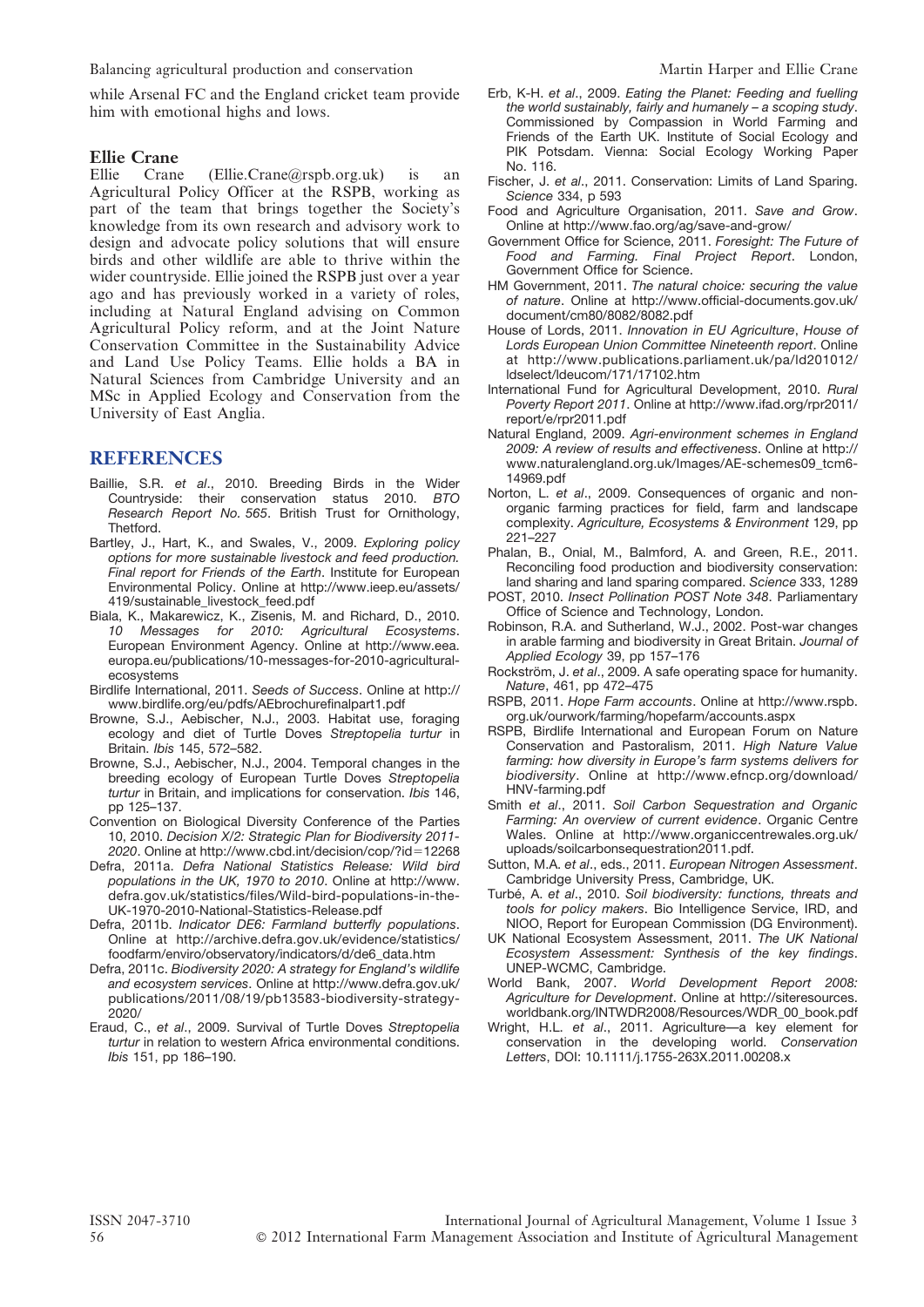while Arsenal FC and the England cricket team provide him with emotional highs and lows.

### Ellie Crane

Ellie Crane (Ellie.Crane@rspb.org.uk) is an Agricultural Policy Officer at the RSPB, working as part of the team that brings together the Society's knowledge from its own research and advisory work to design and advocate policy solutions that will ensure birds and other wildlife are able to thrive within the wider countryside. Ellie joined the RSPB just over a year ago and has previously worked in a variety of roles, including at Natural England advising on Common Agricultural Policy reform, and at the Joint Nature Conservation Committee in the Sustainability Advice and Land Use Policy Teams. Ellie holds a BA in Natural Sciences from Cambridge University and an MSc in Applied Ecology and Conservation from the University of East Anglia.

## REFERENCES

Baillie, S.R. *et al*., 2010. Breeding Birds in the Wider Countryside: their conservation status 2010. *BTO Research Report No. 565*. British Trust for Ornithology, Thetford.

Bartley, J., Hart, K., and Swales, V., 2009. *Exploring policy options for more sustainable livestock and feed production. Final report for Friends of the Earth*. Institute for European Environmental Policy. Online at http://www.ieep.eu/assets/419/sustainable_livestock_feed.pdf

Biala, K., Makarewicz, K., Zisenis, M. and Richard, D., 2010. *10 Messages for 2010: Agricultural Ecosystems*. European Environment Agency. Online at http://www.eea.europa.eu/publications/10-messages-for-2010-agricultural-ecosystems

Birdlife International, 2011. *Seeds of Success*. Online at http://www.birdlife.org/eu/pdfs/AEbrochurefinalpart1.pdf

Browne, S.J., Aebischer, N.J., 2003. Habitat use, foraging ecology and diet of Turtle Doves *Streptopelia turtur* in Britain. *Ibis* 145, 572–582.

Browne, S.J., Aebischer, N.J., 2004. Temporal changes in the breeding ecology of European Turtle Doves *Streptopelia turtur* in Britain, and implications for conservation. *Ibis* 146, pp 125–137.

Convention on Biological Diversity Conference of the Parties 10, 2010. *Decision X/2: Strategic Plan for Biodiversity 2011-2020*. Online at http://www.cbd.int/decision/cop/?id=12268

Defra, 2011a. *Defra National Statistics Release: Wild bird populations in the UK, 1970 to 2010*. Online at http://www.defra.gov.uk/statistics/files/Wild-bird-populations-in-the-UK-1970-2010-National-Statistics-Release.pdf

Defra, 2011b. *Indicator DE6: Farmland butterfly populations*. Online at http://archive.defra.gov.uk/evidence/statistics/foodfarm/enviro/observatory/indicators/d/de6_data.htm

Defra, 2011c. *Biodiversity 2020: A strategy for England's wildlife and ecosystem services*. Online at http://www.defra.gov.uk/publications/2011/08/19/pb13583-biodiversity-strategy-2020/

Eraud, C., *et al*., 2009. Survival of Turtle Doves *Streptopelia turtur* in relation to western Africa environmental conditions. *Ibis* 151, pp 186–190.

Erb, K-H. *et al*., 2009. *Eating the Planet: Feeding and fuelling the world sustainably, fairly and humanely – a scoping study*. Commissioned by Compassion in World Farming and Friends of the Earth UK. Institute of Social Ecology and PIK Potsdam. Vienna: Social Ecology Working Paper No. 116.

Fischer, J. *et al*., 2011. Conservation: Limits of Land Sparing. *Science* 334, p 593

Food and Agriculture Organisation, 2011. *Save and Grow*. Online at http://www.fao.org/ag/save-and-grow/

Government Office for Science, 2011. *Foresight: The Future of Food and Farming. Final Project Report*. London, Government Office for Science.

HM Government, 2011. *The natural choice: securing the value of nature*. Online at http://www.official-documents.gov.uk/document/cm80/8082/8082.pdf

House of Lords, 2011. *Innovation in EU Agriculture, House of Lords European Union Committee Nineteenth report*. Online at http://www.publications.parliament.uk/pa/ld201012/ldselect/ldeucom/171/17102.htm

International Fund for Agricultural Development, 2010. *Rural Poverty Report 2011*. Online at http://www.ifad.org/rpr2011/report/e/rpr2011.pdf

Natural England, 2009. *Agri-environment schemes in England 2009: A review of results and effectiveness*. Online at http://www.naturalengland.org.uk/Images/AE-schemes09_tcm6-14969.pdf

Norton, L. *et al*., 2009. Consequences of organic and non-organic farming practices for field, farm and landscape complexity. *Agriculture, Ecosystems & Environment* 129, pp 221–227

Phalan, B., Onial, M., Balmford, A. and Green, R.E., 2011. Reconciling food production and biodiversity conservation: land sharing and land sparing compared. *Science* 333, 1289

POST, 2010. *Insect Pollination POST Note 348*. Parliamentary Office of Science and Technology, London.

Robinson, R.A. and Sutherland, W.J., 2002. Post-war changes in arable farming and biodiversity in Great Britain. *Journal of Applied Ecology* 39, pp 157–176

Rockström, J. *et al*., 2009. A safe operating space for humanity. *Nature*, 461, pp 472–475

RSPB, 2011. *Hope Farm accounts*. Online at http://www.rspb.org.uk/ourwork/farming/hopefarm/accounts.aspx

RSPB, Birdlife International and European Forum on Nature Conservation and Pastoralism, 2011. *High Nature Value farming: how diversity in Europe's farm systems delivers for biodiversity*. Online at http://www.efncp.org/download/HNV-farming.pdf

Smith *et al*., 2011. *Soil Carbon Sequestration and Organic Farming: An overview of current evidence*. Organic Centre Wales. Online at http://www.organiccentrewales.org.uk/uploads/soilcarbonsequestration2011.pdf.

Sutton, M.A. *et al*., eds., 2011. *European Nitrogen Assessment*. Cambridge University Press, Cambridge, UK.

Turbé, A. *et al*., 2010. *Soil biodiversity: functions, threats and tools for policy makers*. Bio Intelligence Service, IRD, and NIOO, Report for European Commission (DG Environment).

UK National Ecosystem Assessment, 2011. *The UK National Ecosystem Assessment: Synthesis of the key findings*. UNEP-WCMC, Cambridge.

World Bank, 2007. *World Development Report 2008: Agriculture for Development*. Online at http://siteresources.worldbank.org/INTWDR2008/Resources/WDR_00_book.pdf

Wright, H.L. *et al*., 2011. Agriculture—a key element for conservation in the developing world. *Conservation Letters*, DOI: 10.1111/j.1755-263X.2011.00208.x